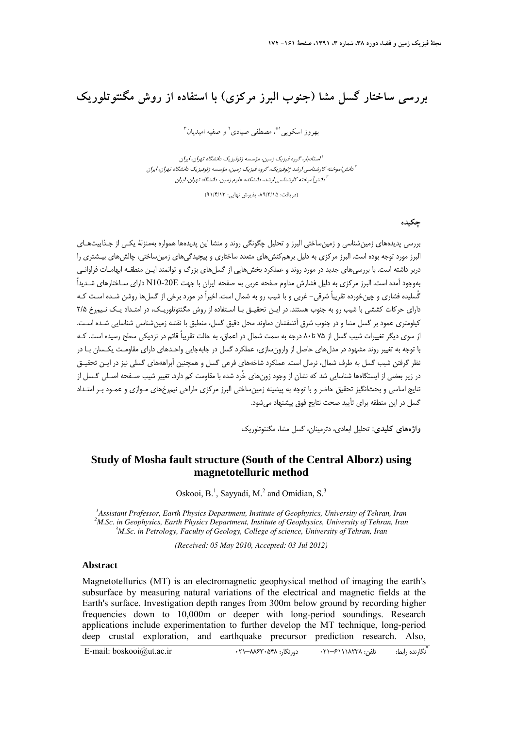# بررسی ساختار گسل مشا (جنوب البرز مرکزی) با استفاده از روش مگنتوتلوریک

بهروز اسکویی[1*]، مصطفی صیادی[2] و صفیه امیدیان[3]

[1] استادیار، گروه فیزیک زمین، مؤسسه ژئوفیزیک دانشگاه تهران، ایران
[2] دانش‌آموخته کارشناسی ارشد ژئوفیزیک، گروه فیزیک زمین، مؤسسه ژئوفیزیک دانشگاه تهران، ایران
[3] دانش‌آموخته کارشناسی ارشد، دانشکده علوم زمین، دانشگاه تهران، ایران

(دریافت: ۸۹/۲/۱۵، پذیرش نهایی: ۹۱/۴/۱۳)

## چکیده

بررسی پدیده‌های زمین‌شناسی و زمین‌ساختی البرز و تحلیل چگونگی روند و منشا این پدیده‌ها همواره به‌منزلهٔ یکی از جذابیت‌های البرز مورد توجه بوده است. البرز مرکزی به دلیل برهم‌کنش‌های متعدد ساختاری و پیچیدگی‌های زمین‌ساختی، چالش‌های بیشتری را دربر داشته است. با بررسی‌های جدید در مورد روند و عملکرد بخش‌هایی از گسل‌های بزرگ و توانمند این منطقه ابهامات فراوانی به‌وجود آمده است. البرز مرکزی به دلیل فشارش مداوم صفحه عربی به صفحه ایران از جهت N10-20E دارای ساختارهای شدیداً گُسلیده فشاری و چین‌خورده تقریباً شرقی- غربی و با شیب رو به شمال است. اخیراً در مورد برخی از گسل‌ها روشن شده است که دارای حرکات کششی با شیب رو به جنوب هستند. در این تحقیق با استفاده از روش مگنتوتلوریک، در امتداد یک نیم‌رخ ۲/۵ کیلومتری عمود بر گسل مشا و در جنوب شرق آتشفشان دماوند محل دقیق گسل، منطبق با نقشه زمین‌شناسی شناسایی شده است. از سوی دیگر تغییرات شیب گسل از ۷۵ تا ۸۰ درجه به سمت شمال در اعماق، به حالت تقریباً قائم در نزدیکی سطح رسیده است. که با توجه به تغییر روند مشهود در مدل‌های حاصل از وارون‌سازی، عملکرد گسل در جابه‌جایی واحدهای دارای مقاومت یکسان با در نظر گرفتن شیب گسل به طرف شمال، نرمال است. عملکرد شاخه‌های فرعی گسل و همچنین آبراهه‌های گسلی نیز در این تحقیق در زیر بعضی از ایستگاه‌ها شناسایی شد که نشان از وجود زون‌های خُرد شده با مقاومت کم دارد. تغییر شیب صفحه اصلی گسل از نتایج اساسی و بحث‌انگیز تحقیق حاضر و با توجه به پیشینه زمین‌ساختی البرز مرکزی طراحی نیم‌رخ‌های موازی و عمود بر امتداد گسل در این منطقه برای تأیید صحت نتایج فوق پیشنهاد می‌شود.

**واژه‌های کلیدی:** تحلیل ابعادی، دترمینان، گسل مشا، مگنتوتلوریک

# Study of Mosha fault structure (South of the Central Alborz) using magnetotelluric method

Oskooi, B.[1], Sayyadi, M.[2] and Omidian, S.[3]

[1]*Assistant Professor, Earth Physics Department, Institute of Geophysics, University of Tehran, Iran*
[2]*M.Sc. in Geophysics, Earth Physics Department, Institute of Geophysics, University of Tehran, Iran*
[3]*M.Sc. in Petrology, Faculty of Geology, College of science, University of Tehran, Iran*

*(Received: 05 May 2010, Accepted: 03 Jul 2012)*

## Abstract

Magnetotellurics (MT) is an electromagnetic geophysical method of imaging the earth's subsurface by measuring natural variations of the electrical and magnetic fields at the Earth's surface. Investigation depth ranges from 300m below ground by recording higher frequencies down to 10,000m or deeper with long-period soundings. Research applications include experimentation to further develop the MT technique, long-period deep crustal exploration, and earthquake precursor prediction research. Also,

---

*نگارنده رابط: تلفن: ۰۲۱-۶۱۱۱۸۲۳۸ دورنگار: ۰۲۱-۸۸۶۳۰۵۴۸ E-mail: boskooi@ut.ac.ir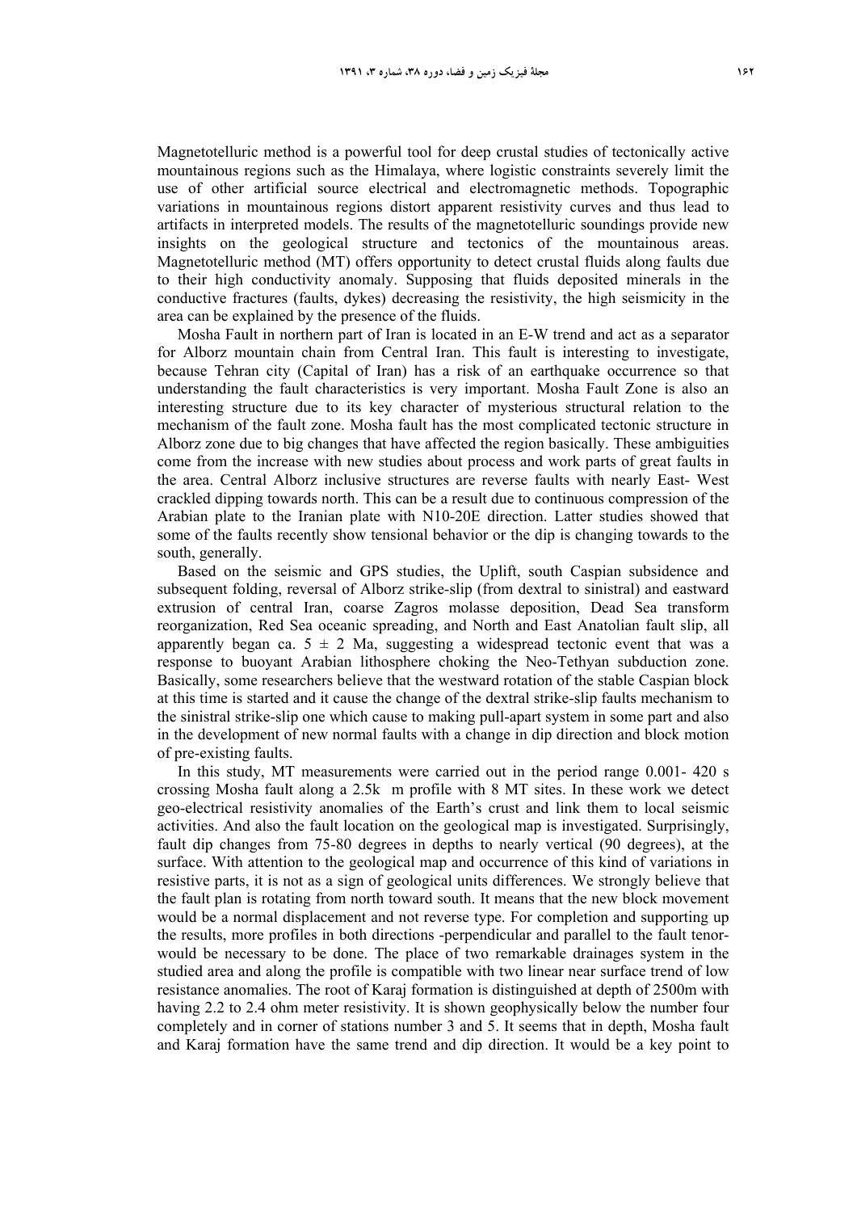Magnetotelluric method is a powerful tool for deep crustal studies of tectonically active mountainous regions such as the Himalaya, where logistic constraints severely limit the use of other artificial source electrical and electromagnetic methods. Topographic variations in mountainous regions distort apparent resistivity curves and thus lead to artifacts in interpreted models. The results of the magnetotelluric soundings provide new insights on the geological structure and tectonics of the mountainous areas. Magnetotelluric method (MT) offers opportunity to detect crustal fluids along faults due to their high conductivity anomaly. Supposing that fluids deposited minerals in the conductive fractures (faults, dykes) decreasing the resistivity, the high seismicity in the area can be explained by the presence of the fluids.

Mosha Fault in northern part of Iran is located in an E-W trend and act as a separator for Alborz mountain chain from Central Iran. This fault is interesting to investigate, because Tehran city (Capital of Iran) has a risk of an earthquake occurrence so that understanding the fault characteristics is very important. Mosha Fault Zone is also an interesting structure due to its key character of mysterious structural relation to the mechanism of the fault zone. Mosha fault has the most complicated tectonic structure in Alborz zone due to big changes that have affected the region basically. These ambiguities come from the increase with new studies about process and work parts of great faults in the area. Central Alborz inclusive structures are reverse faults with nearly East- West crackled dipping towards north. This can be a result due to continuous compression of the Arabian plate to the Iranian plate with N10-20E direction. Latter studies showed that some of the faults recently show tensional behavior or the dip is changing towards to the south, generally.

Based on the seismic and GPS studies, the Uplift, south Caspian subsidence and subsequent folding, reversal of Alborz strike-slip (from dextral to sinistral) and eastward extrusion of central Iran, coarse Zagros molasse deposition, Dead Sea transform reorganization, Red Sea oceanic spreading, and North and East Anatolian fault slip, all apparently began ca. $5 \pm 2$ Ma, suggesting a widespread tectonic event that was a response to buoyant Arabian lithosphere choking the Neo-Tethyan subduction zone. Basically, some researchers believe that the westward rotation of the stable Caspian block at this time is started and it cause the change of the dextral strike-slip faults mechanism to the sinistral strike-slip one which cause to making pull-apart system in some part and also in the development of new normal faults with a change in dip direction and block motion of pre-existing faults.

In this study, MT measurements were carried out in the period range 0.001- 420 s crossing Mosha fault along a 2.5k m profile with 8 MT sites. In these work we detect geo-electrical resistivity anomalies of the Earth's crust and link them to local seismic activities. And also the fault location on the geological map is investigated. Surprisingly, fault dip changes from 75-80 degrees in depths to nearly vertical (90 degrees), at the surface. With attention to the geological map and occurrence of this kind of variations in resistive parts, it is not as a sign of geological units differences. We strongly believe that the fault plan is rotating from north toward south. It means that the new block movement would be a normal displacement and not reverse type. For completion and supporting up the results, more profiles in both directions -perpendicular and parallel to the fault tenor- would be necessary to be done. The place of two remarkable drainages system in the studied area and along the profile is compatible with two linear near surface trend of low resistance anomalies. The root of Karaj formation is distinguished at depth of 2500m with having 2.2 to 2.4 ohm meter resistivity. It is shown geophysically below the number four completely and in corner of stations number 3 and 5. It seems that in depth, Mosha fault and Karaj formation have the same trend and dip direction. It would be a key point to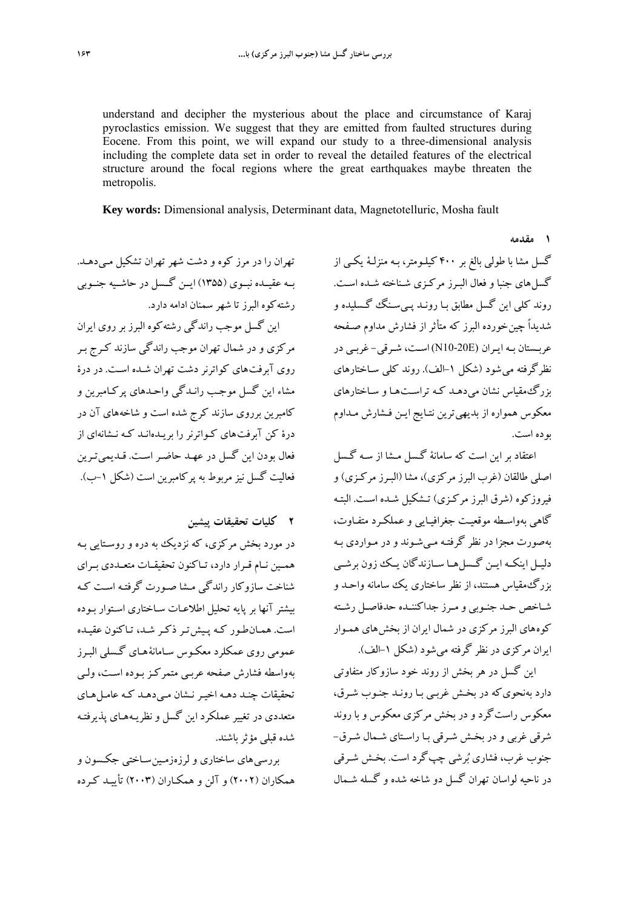understand and decipher the mysterious about the place and circumstance of Karaj pyroclastics emission. We suggest that they are emitted from faulted structures during Eocene. From this point, we will expand our study to a three-dimensional analysis including the complete data set in order to reveal the detailed features of the electrical structure around the focal regions where the great earthquakes maybe threaten the metropolis.

**Key words:** Dimensional analysis, Determinant data, Magnetotelluric, Mosha fault

## ۱ مقدمه

گسل مشا با طولی بالغ بر ۴۰۰ کیلومتر، به منزلهٔ یکی از گسل‌های جنبا و فعال البرز مرکزی شناخته شده است. روند کلی این گسل مطابق با روند پی‌سنگ گسلیده و شدیداً چین‌خورده البرز که متأثر از فشارش مداوم صفحه عربستان به ایران (N10-20E) است، شرقی- غربی در نظر گرفته می‌شود (شکل ۱-الف). روند کلی ساختارهای بزرگ‌مقیاس نشان می‌دهد که تراست‌ها و ساختارهای معکوس همواره از بدیهی‌ترین نتایج این فشارش مداوم بوده است.

اعتقاد بر این است که سامانهٔ گسل مشا از سه گسل اصلی طالقان (غرب البرز مرکزی)، مشا (البرز مرکزی) و فیروزکوه (شرق البرز مرکزی) تشکیل شده است. البته گاهی به‌واسطه موقعیت جغرافیایی و عملکرد متفاوت، به‌صورت مجزا در نظر گرفته می‌شوند و در مواردی به دلیل اینکه این گسل‌ها سازندگان یک زون برشی بزرگ‌مقیاس هستند، از نظر ساختاری یک سامانه واحد و شاخص حد جنوبی و مرز جداکننده حدفاصل رشته کوه‌های البرز مرکزی در شمال ایران از بخش‌های هموار ایران مرکزی در نظر گرفته می‌شود (شکل ۱-الف).

این گسل در هر بخش از روند خود سازوکار متفاوتی دارد به‌نحوی که در بخش غربی با روند جنوب شرق، معکوس راست‌گرد و در بخش مرکزی معکوس و با روند شرقی غربی و در بخش شرقی با راستای شمال شرق- جنوب غرب، فشاری بُرشی چپ‌گرد است. بخش شرقی در ناحیه لواسان تهران گسل دو شاخه شده و گسله شمال تهران را در مرز کوه و دشت شهر تهران تشکیل می‌دهد. به عقیده نبوی (۱۳۵۵) این گسل در حاشیه جنوبی رشته‌کوه البرز تا شهر سمنان ادامه دارد.

این گسل موجب راندگی رشته‌کوه البرز بر روی ایران مرکزی و در شمال تهران موجب راندگی سازند کرج بر روی آبرفت‌های کواترنر دشت تهران شده است. در درهٔ مشاء این گسل موجب راندگی واحدهای پرکامبرین و کامبرین برروی سازند کرج شده است و شاخه‌های آن در درهٔ کن آبرفت‌های کواترنر را بریده‌اند که نشانه‌ای از فعال بودن این گسل در عهد حاضر است. قدیمی‌ترین فعالیت گسل نیز مربوط به پرکامبرین است (شکل ۱-ب).

## ۲ کلیات تحقیقات پیشین

در مورد بخش مرکزی، که نزدیک به دره و روستایی به همین نام قرار دارد، تاکنون تحقیقات متعددی برای شناخت سازوکار راندگی مشا صورت گرفته است که بیشتر آنها بر پایه تحلیل اطلاعات ساختاری استوار بوده است. همان‌طور که پیش‌تر ذکر شد، تاکنون عقیده عمومی روی عملکرد معکوس سامانهٔ‌های گسلی البرز به‌واسطه فشارش صفحه عربی متمرکز بوده است، ولی تحقیقات چند دهه اخیر نشان می‌دهد که عامل‌های متعددی در تغییر عملکرد این گسل و نظریه‌های پذیرفته شده قبلی مؤثر باشند.

بررسی‌های ساختاری و لرزه‌زمین‌ساختی جکسون و همکاران (۲۰۰۲) و آلن و همکاران (۲۰۰۳) تأیید کرده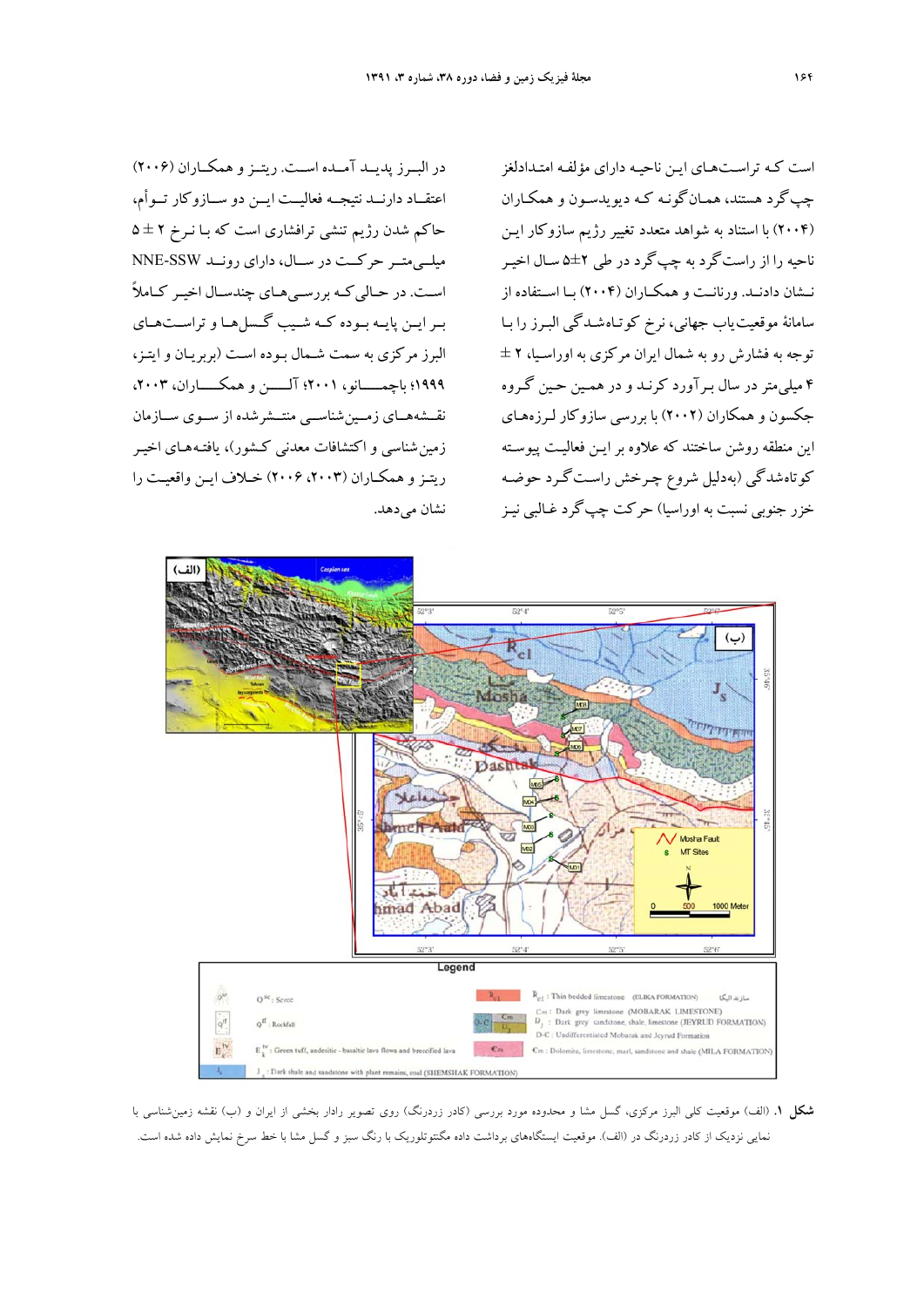است که تراست‌های این ناحیه دارای مؤلفه امتدادلغز چپ‌گرد هستند، همان‌گونه که دیویدسون و همکاران (۲۰۰۴) با استناد به شواهد متعدد تغییر رژیم سازوکار این ناحیه را از راست‌گرد به چپ‌گرد در طی ۲±۵ سال اخیر نشان دادند. ورنانت و همکاران (۲۰۰۴) با استفاده از سامانهٔ موقعیت‌یاب جهانی، نرخ کوتاه‌شدگی البرز را با توجه به فشارش رو به شمال ایران مرکزی به اوراسیا، ۲ ± ۴ میلی‌متر در سال برآورد کرند و در همین حین گروه جکسون و همکاران (۲۰۰۲) با بررسی سازوکار لرزه‌های این منطقه روشن ساختند که علاوه بر این فعالیت پیوسته کوتاه‌شدگی (به‌دلیل شروع چرخش راست‌گرد حوضه خزر جنوبی نسبت به اوراسیا) حرکت چپ‌گرد غالبی نیز در البرز پدیده آمده است. ریتز و همکاران (۲۰۰۶) اعتقاد دارند نتیجه فعالیت این دو سازوکار توأم، حاکم شدن رژیم تنشی ترافشاری است که با نرخ ۲ ± ۵ میلی‌متر حرکت در سال، دارای روند NNE-SSW است. در حالی‌که بررسی‌های چندسال اخیر کاملاً بر این پایه بوده که شیب گسل‌ها و تراست‌های البرز مرکزی به سمت شمال بوده است (بربریان و ایتز، ۱۹۹۹؛ باچمانو، ۲۰۰۱؛ آلن و همکاران، ۲۰۰۳، نقشه‌های زمین‌شناسی منتشرشده از سوی سازمان زمین‌شناسی و اکتشافات معدنی کشور)، یافته‌های اخیر ریتز و همکاران (۲۰۰۳، ۲۰۰۶) خلاف این واقعیت را نشان می‌دهد.

**شکل ۱.** (الف) موقعیت کلی البرز مرکزی، گسل مشا و محدوده مورد بررسی (کادر زردرنگ) روی تصویر رادار بخشی از ایران و (ب) نقشه زمین‌شناسی با نمایی نزدیک از کادر زردرنگ در (الف). موقعیت ایستگاه‌های برداشت داده مگنتوتلوریک با رنگ سبز و گسل مشا با خط سرخ نمایش داده شده است.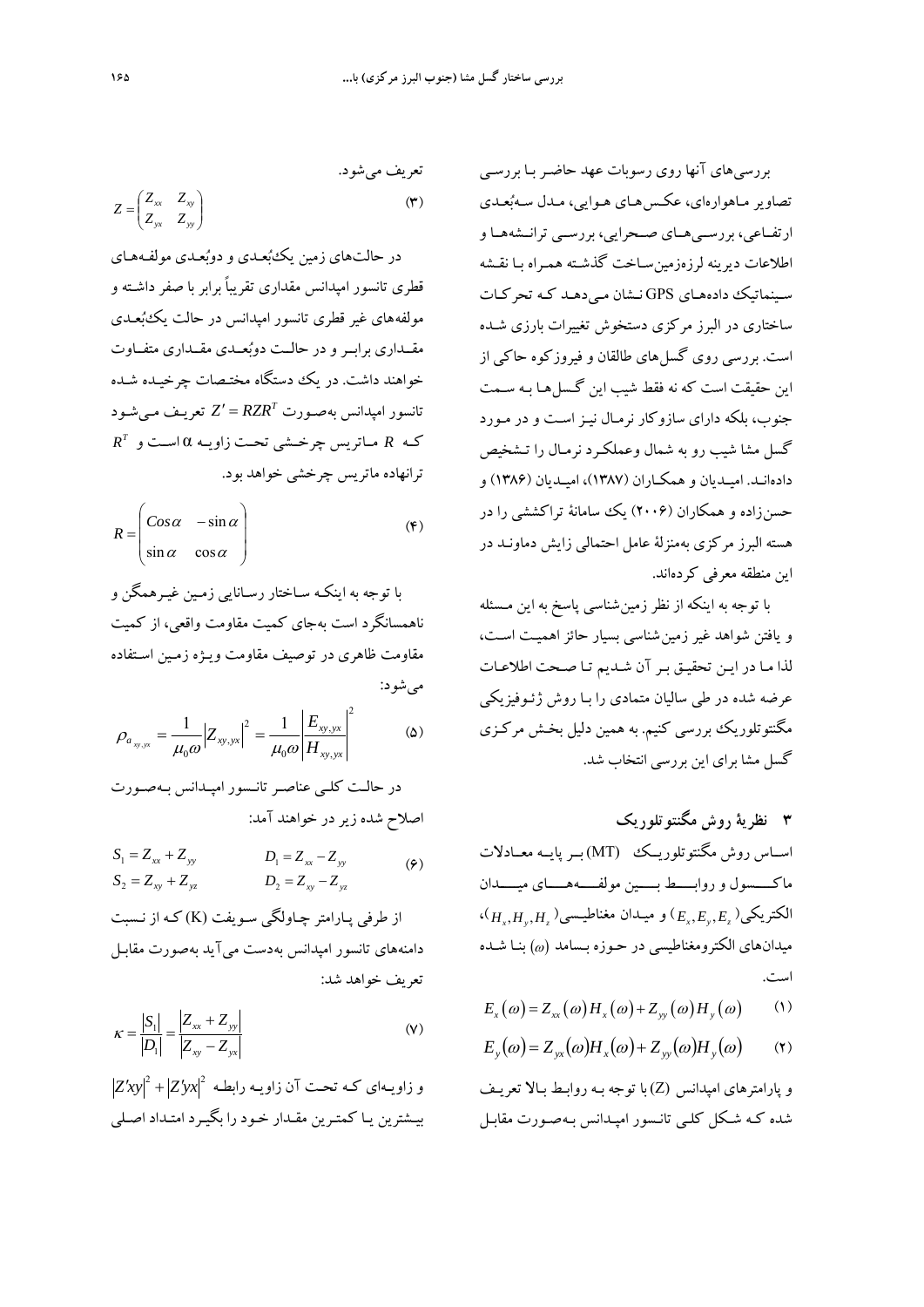بررسی‌های آنها روی رسوبات عهد حاضر با بررسی تصاویر ماهواره‌ای، عکس‌های هوایی، مدل سه‌بُعدی ارتفاعی، بررسی‌های صحرایی، بررسی ترانشه‌ها و اطلاعات دیرینه لرزه‌زمین‌ساخت گذشته همراه با نقشه سینماتیک داده‌های GPS نشان می‌دهد که تحرکات ساختاری در البرز مرکزی دستخوش تغییرات بارزی شده است. بررسی روی گسل‌های طالقان و فیروزکوه حاکی از این حقیقت است که نه فقط شیب این گسل‌ها به سمت جنوب، بلکه دارای سازوکار نرمال نیز است و در مورد گسل مشا شیب رو به شمال وعملکرد نرمال را تشخیص داده‌اند. امیدیان و همکاران (۱۳۸۷)، امیدیان (۱۳۸۶) و حسن‌زاده و همکاران (۲۰۰۶) یک سامانهٔ تراکششی را در هسته البرز مرکزی به‌منزلهٔ عامل احتمالی زایش دماوند در این منطقه معرفی کرده‌اند.

با توجه به اینکه از نظر زمین‌شناسی پاسخ به این مسئله و یافتن شواهد غیر زمین‌شناسی بسیار حائز اهمیت است، لذا ما در این تحقیق بر آن شدیم تا صحت اطلاعات عرضه شده در طی سالیان متمادی را با روش ژئوفیزیکی مگنتوتلوریک بررسی کنیم. به همین دلیل بخش مرکزی گسل مشا برای این بررسی انتخاب شد.

## ۳ نظریهٔ روش مگنتوتلوریک

اساس روش مگنتوتلوریک (MT) بر پایه معادلات ماکسول و روابط بین مولفه‌های میدان الکتریکی($E_x, E_y, E_z$) و میدان مغناطیسی($H_x, H_y, H_z$)، میدان‌های الکترومغناطیسی در حوزه بسامد ($\omega$) بنا شده است.

$$E_x(\omega) = Z_{xx}(\omega)H_x(\omega) + Z_{yy}(\omega)H_y(\omega) \qquad (1)$$

$$E_y(\omega) = Z_{yx}(\omega)H_x(\omega) + Z_{yy}(\omega)H_y(\omega) \qquad (2)$$

و پارامترهای امپدانس (Z) با توجه به روابط بالا تعریف شده که شکل کلی تانسور امپدانس به‌صورت مقابل تعریف می‌شود.

$$Z = \begin{pmatrix} Z_{xx} & Z_{xy} \\ Z_{yx} & Z_{yy} \end{pmatrix} \qquad (3)$$

در حالت‌های زمین یک‌بُعدی و دوبُعدی مولفه‌های قطری تانسور امپدانس مقداری تقریباً برابر با صفر داشته و مولفه‌های غیر قطری تانسور امپدانس در حالت یک‌بُعدی مقداری برابر و در حالت دوبُعدی مقداری متفاوت خواهند داشت. در یک دستگاه مختصات چرخیده شده تانسور امپدانس به‌صورت $Z' = RZR^T$ تعریف می‌شود که $R$ ماتریس چرخشی تحت زاویه $\alpha$ است و $R^T$ ترانهاده ماتریس چرخشی خواهد بود.

$$R = \begin{pmatrix} Cos\alpha & -\sin\alpha \\ \sin\alpha & \cos\alpha \end{pmatrix} \qquad (4)$$

با توجه به اینکه ساختار رسانایی زمین غیرهمگن و ناهمسانگرد است به‌جای کمیت مقاومت واقعی، از کمیت مقاومت ظاهری در توصیف مقاومت ویژه زمین استفاده می‌شود:

$$\rho_{a_{xy,yx}} = \frac{1}{\mu_0\omega}\left|Z_{xy,yx}\right|^2 = \frac{1}{\mu_0\omega}\left|\frac{E_{xy,yx}}{H_{xy,yx}}\right|^2 \qquad (5)$$

در حالت کلی عناصر تانسور امپدانس به‌صورت اصلاح شده زیر در خواهند آمد:

$$S_1 = Z_{xx} + Z_{yy} \qquad D_1 = Z_{xx} - Z_{yy}$$
$$S_2 = Z_{xy} + Z_{yz} \qquad D_2 = Z_{xy} - Z_{yz} \qquad (6)$$

از طرفی پارامتر چاولگی سویفت (K) که از نسبت دامنه‌های تانسور امپدانس به‌دست می‌آید به‌صورت مقابل تعریف خواهد شد:

$$\kappa = \frac{|S_1|}{|D_1|} = \frac{|Z_{xx} + Z_{yy}|}{|Z_{xy} - Z_{yx}|} \qquad (7)$$

و زاویه‌ای که تحت آن زاویه رابطه $|Z'xy|^2 + |Z'yx|^2$ بیشترین یا کمترین مقدار خود را بگیرد امتداد اصلی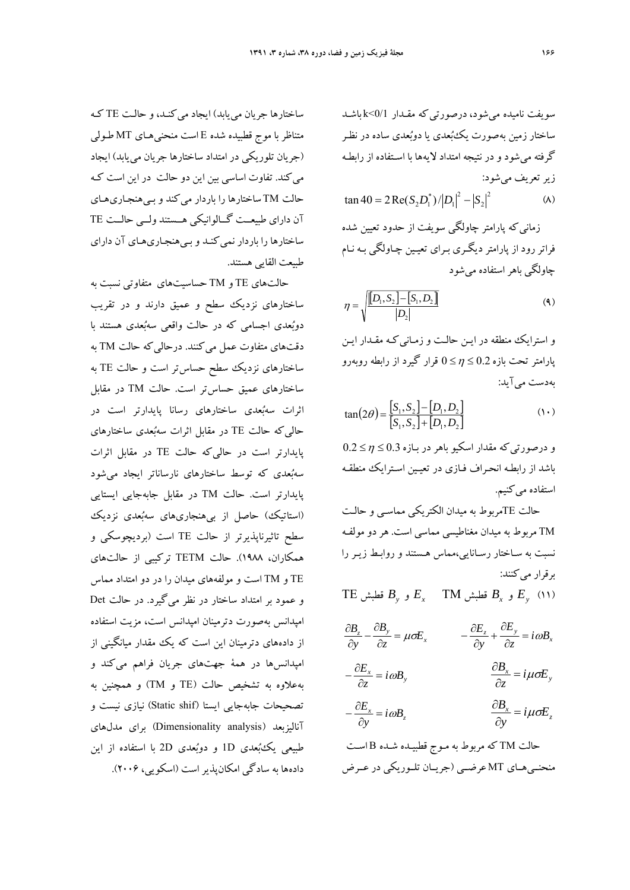سویفت نامیده می‌شود، درصورتی که مقدار $k<0/1$ باشد ساختار زمین به‌صورت یک‌بُعدی یا دوبُعدی ساده در نظر گرفته می‌شود و در نتیجه امتداد لایه‌ها با استفاده از رابطه زیر تعریف می‌شود:

$$\tan 4\theta = 2\operatorname{Re}(S_2 D_1^*)/|D_1|^2 - |S_2|^2 \tag{۸}$$

زمانی که پارامتر چاولگی سویفت از حدود تعیین شده فراتر رود از پارامتر دیگری برای تعیین چاولگی به نام چاولگی باهر استفاده می‌شود

$$\eta = \sqrt{\frac{\left|[D_1, S_2] - [S_1, D_2]\right|}{|D_2|}} \tag{۹}$$

و استرایک منطقه در این حالت و زمانی که مقدار این پارامتر تحت بازه $0 \le \eta \le 0.2$ قرار گیرد از رابطه روبه‌رو به‌دست می‌آید:

$$\tan(2\theta) = \frac{[S_1, S_2] - [D_1, D_2]}{[S_1, S_2] + [D_1, D_2]} \tag{۱۰}$$

و درصورتی که مقدار اسکیو باهر در بازه $0.2 \le \eta \le 0.3$ باشد از رابطه انحراف فازی در تعیین استرایک منطقه استفاده می‌کنیم.

حالت TEمربوط به میدان الکتریکی مماسی و حالت TM مربوط به میدان مغناطیسی مماسی است. هر دو مولفه نسبت به ساختار رسانایی،مماس هستند و روابط زیر را برقرار می‌کنند:

(۱۱) $E_y$ و $B_x$ قطبش TM     $E_x$ و $B_y$ قطبش TE

$$\frac{\partial B_z}{\partial y} - \frac{\partial B_y}{\partial z} = \mu\sigma E_x \qquad -\frac{\partial E_z}{\partial y} + \frac{\partial E_y}{\partial z} = i\omega B_x$$

$$-\frac{\partial E_x}{\partial z} = i\omega B_y \qquad \frac{\partial B_x}{\partial z} = i\mu\sigma E_y$$

$$-\frac{\partial E_x}{\partial y} = i\omega B_z \qquad \frac{\partial B_x}{\partial y} = i\mu\sigma E_z$$

حالت TM که مربوط به موج قطبیده شده B است منحنی‌های MT عرضی (جریان تلوریکی در عرض ساختارها جریان می‌یابد) ایجاد می‌کند، و حالت TE که متناظر با موج قطبیده شده E است منحنی‌های MT طولی (جریان تلوریکی در امتداد ساختارها جریان می‌یابد) ایجاد می‌کند. تفاوت اساسی بین این دو حالت در این است که حالت TM ساختارها را باردار می‌کند و بی‌هنجاری‌های آن دارای طبیعت گالوانیکی هستند ولی حالت TE ساختارها را باردار نمی‌کند و بی‌هنجاری‌های آن دارای طبیعت القایی هستند.

حالت‌های TE و TM حساسیت‌های متفاوتی نسبت به ساختارهای نزدیک سطح و عمیق دارند و در تقریب دوبُعدی اجسامی که در حالت واقعی سه‌بُعدی هستند با دقت‌های متفاوت عمل می‌کنند. درحالی‌که حالت TM به ساختارهای نزدیک سطح حساس‌تر است و حالت TE به ساختارهای عمیق حساس‌تر است. حالت TM در مقابل اثرات سه‌بُعدی ساختارهای رسانا پایدارتر است در حالی‌که حالت TE در مقابل اثرات سه‌بُعدی ساختارهای پایدارتر است در حالی‌که حالت TE در مقابل اثرات سه‌بُعدی که توسط ساختارهای نارساناتر ایجاد می‌شود پایدارتر است. حالت TM در مقابل جابه‌جایی ایستایی (استاتیک) حاصل از بی‌هنجاری‌های سه‌بُعدی نزدیک سطح تاثیرناپذیرتر از حالت TE است (بردیچوسکی و همکاران، ۱۹۸۸). حالت TETM ترکیبی از حالت‌های TE و TM است و مولفه‌های میدان را در دو امتداد مماس و عمود بر امتداد ساختار در نظر می‌گیرد. در حالت Det امپدانس به‌صورت دترمینان امپدانس است، مزیت استفاده از داده‌های دترمینان این است که یک مقدار میانگینی از امپدانس‌ها در همهٔ جهت‌های جریان فراهم می‌کند و به‌علاوه به تشخیص حالت (TE و TM) و همچنین به تصحیحات جابه‌جایی ایستا (Static shif) نیازی نیست و آنالیزبعد (Dimensionality analysis) برای مدل‌های طبیعی یک‌بُعدی 1D و دوبُعدی 2D با استفاده از این داده‌ها به سادگی امکان‌پذیر است (اسکویی، ۲۰۰۶).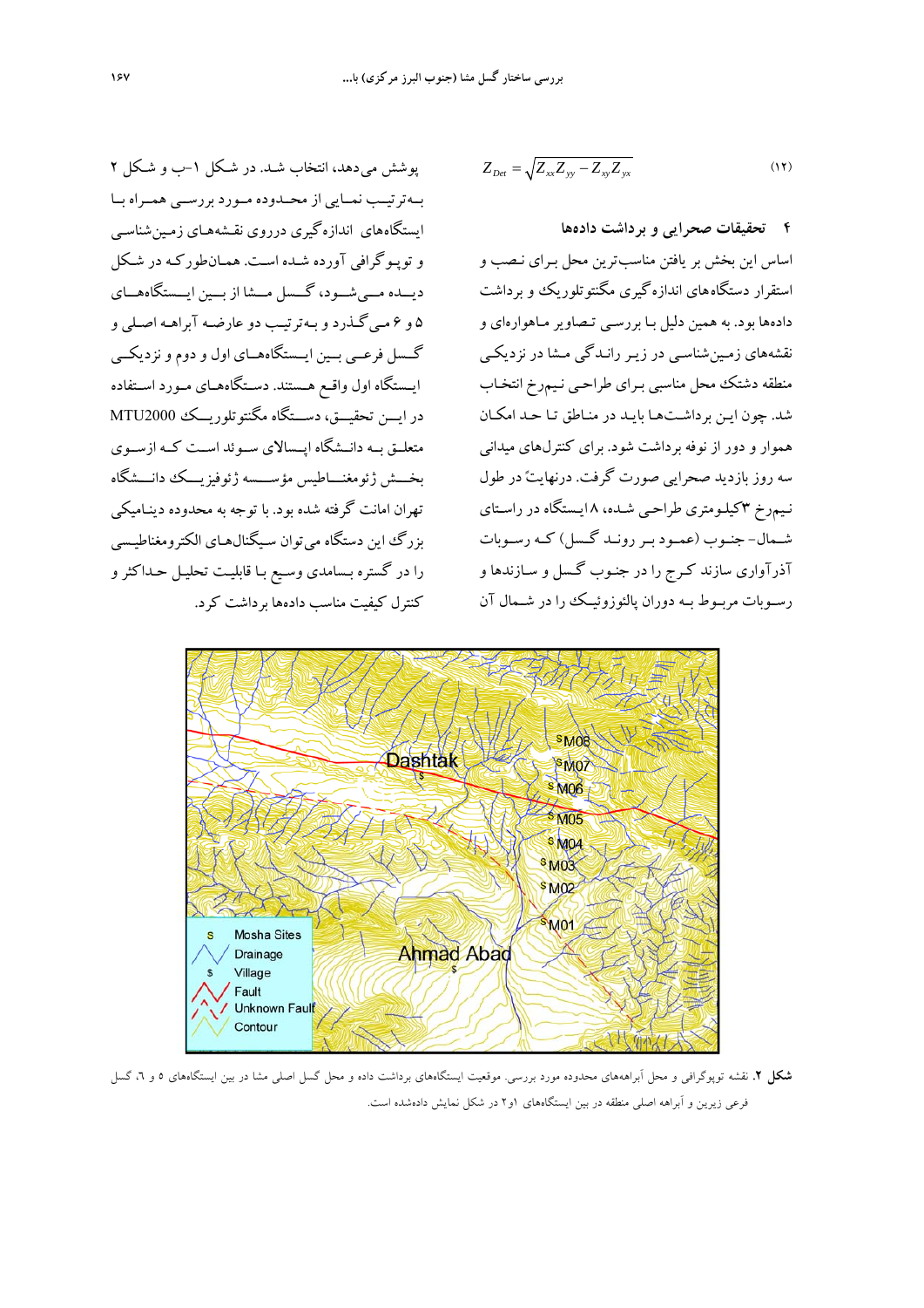$$Z_{Det} = \sqrt{Z_{xx}Z_{yy} - Z_{xy}Z_{yx}} \qquad (۱۲)$$

## ۴ تحقیقات صحرایی و برداشت داده‌ها

اساس این بخش بر یافتن مناسب‌ترین محل برای نصب و استقرار دستگاه‌های اندازه‌گیری مگنتوتلوریک و برداشت داده‌ها بود. به همین دلیل با بررسی تصاویر ماهواره‌ای و نقشه‌های زمین‌شناسی در زیر راندگی مشا در نزدیکی منطقه دشتک محل مناسبی برای طراحی نیم‌رخ انتخاب شد. چون این برداشت‌ها باید در مناطق تا حد امکان هموار و دور از نوفه برداشت شود. برای کنترل‌های میدانی سه روز بازدید صحرایی صورت گرفت. درنهایتً در طول نیم‌رخ ۳کیلومتری طراحی شده، ۸ایستگاه در راستای شمال- جنوب (عمود بر روند گسل) که رسوبات آذرآواری سازند کرج را در جنوب گسل و سازندها و رسوبات مربوط به دوران پالئوزوئیک را در شمال آن پوشش می‌دهد، انتخاب شد. در شکل ۱-ب و شکل ۲ به‌ترتیب نمایی از محدوده مورد بررسی همراه با ایستگاه‌های اندازه‌گیری درروی نقشه‌های زمین‌شناسی و توپوگرافی آورده شده است. همان‌طورکه در شکل دیده می‌شود، گسل مشا از بین ایستگاه‌های ۵ و ۶ می‌گذرد و به‌ترتیب دو عارضه آبراهه اصلی و گسل فرعی بین ایستگاه‌های اول و دوم و نزدیکی ایستگاه اول واقع هستند. دستگاه‌های مورد استفاده در این تحقیق، دستگاه مگنتوتلوریک MTU2000 متعلق به دانشگاه اپسالای سوئد است که ازسوی بخش ژئومغناطیس مؤسسه ژئوفیزیک دانشگاه تهران امانت گرفته شده بود. با توجه به محدوده دینامیکی بزرگ این دستگاه می‌توان سیگنال‌های الکترومغناطیسی را در گستره بسامدی وسیع با قابلیت تحلیل حداکثر و کنترل کیفیت مناسب داده‌ها برداشت کرد.

**شکل ۲.** نقشه توپوگرافی و محل آبراهه‌های محدوده مورد بررسی. موقعیت ایستگاه‌های برداشت داده و محل گسل اصلی مشا در بین ایستگاه‌های ۵ و ٦، گسل فرعی زیرین و آبراهه اصلی منطقه در بین ایستگاه‌های ۱و۲ در شکل نمایش داده‌شده است.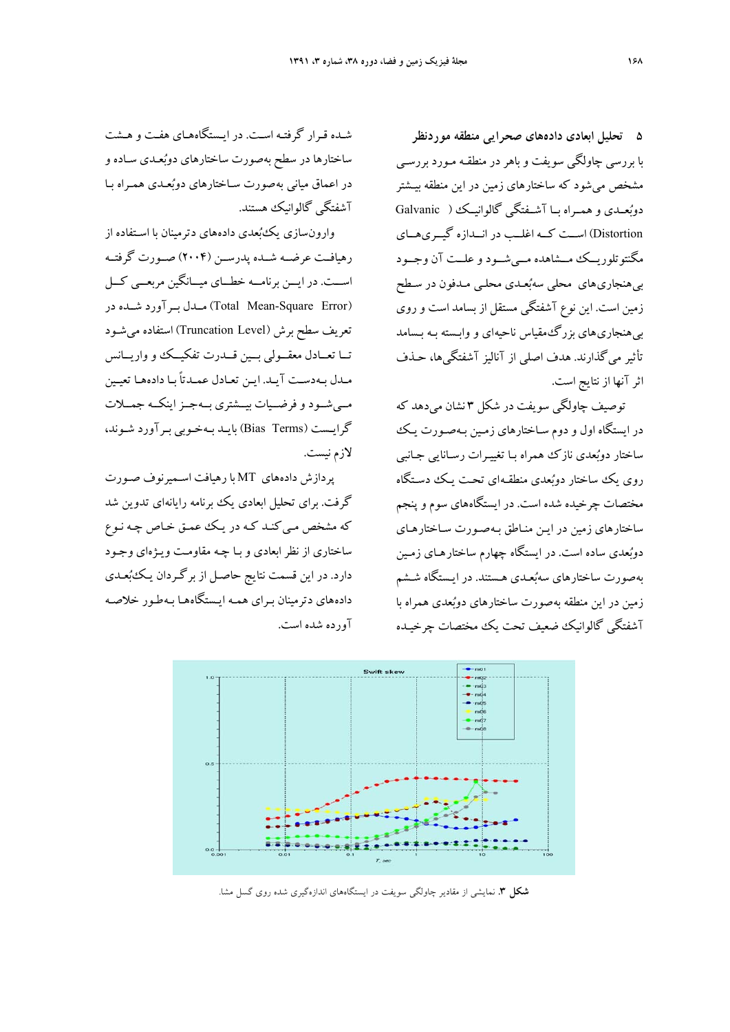## ۵ تحلیل ابعادی داده‌های صحرایی منطقه موردنظر

با بررسی چاولگی سویفت و باهر در منطقه مورد بررسی مشخص می‌شود که ساختارهای زمین در این منطقه بیشتر دوبُعدی و همراه با آشفتگی گالوانیک (Galvanic Distortion) است که اغلب در اندازه گیری‌های مگنتوتلوریک مشاهده می‌شود و علت آن وجود بی‌هنجاری‌های محلی سه‌بُعدی محلی مدفون در سطح زمین است. این نوع آشفتگی مستقل از بسامد است و روی بی‌هنجاری‌های بزرگ‌مقیاس ناحیه‌ای و وابسته به بسامد تأثیر می‌گذارند. هدف اصلی از آنالیز آشفتگی‌ها، حذف اثر آنها از نتایج است.

توصیف چاولگی سویفت در شکل ۳ نشان می‌دهد که در ایستگاه اول و دوم ساختارهای زمین به‌صورت یک ساختار دوبُعدی نازک همراه با تغییرات رسانایی جانبی روی یک ساختار دوبُعدی منطقه‌ای تحت یک دستگاه مختصات چرخیده شده است. در ایستگاه‌های سوم و پنجم ساختارهای زمین در این مناطق به‌صورت ساختارهای دوبُعدی ساده است. در ایستگاه چهارم ساختارهای زمین به‌صورت ساختارهای سه‌بُعدی هستند. در ایستگاه ششم زمین در این منطقه به‌صورت ساختارهای دوبُعدی همراه با آشفتگی گالوانیک ضعیف تحت یک مختصات چرخیده شده قرار گرفته است. در ایستگاه‌های هفت و هشت ساختارها در سطح به‌صورت ساختارهای دوبُعدی ساده و در اعماق میانی به‌صورت ساختارهای دوبُعدی همراه با آشفتگی گالوانیک هستند.

وارون‌سازی یک‌بُعدی داده‌های دترمینان با استفاده از رهیافت عرضه شده پدرسن (۲۰۰۴) صورت گرفته است. در این برنامه خطای میانگین مربعی کل (Total Mean-Square Error) مدل برآورد شده در تعریف سطح برش (Truncation Level) استفاده می‌شود تا تعادل معقولی بین قدرت تفکیک و واریانس مدل به‌دست آید. این تعادل عمدتاً با داده‌ها تعیین می‌شود و فرضیات بیشتری به‌جز اینکه جملات گرایست (Bias Terms) باید به‌خوبی برآورد شوند، لازم نیست.

پردازش داده‌های MT با رهیافت اسمیرنوف صورت گرفت. برای تحلیل ابعادی یک برنامه رایانه‌ای تدوین شد که مشخص می‌کند که در یک عمق خاص چه نوع ساختاری از نظر ابعادی و با چه مقاومت ویژه‌ای وجود دارد. در این قسمت نتایج حاصل از برگردان یک‌بُعدی داده‌های دترمینان برای همه ایستگاه‌ها به‌طور خلاصه آورده شده است.

**شکل ۳.** نمایشی از مقادیر چاولگی سویفت در ایستگاه‌های اندازه‌گیری شده روی گسل مشا.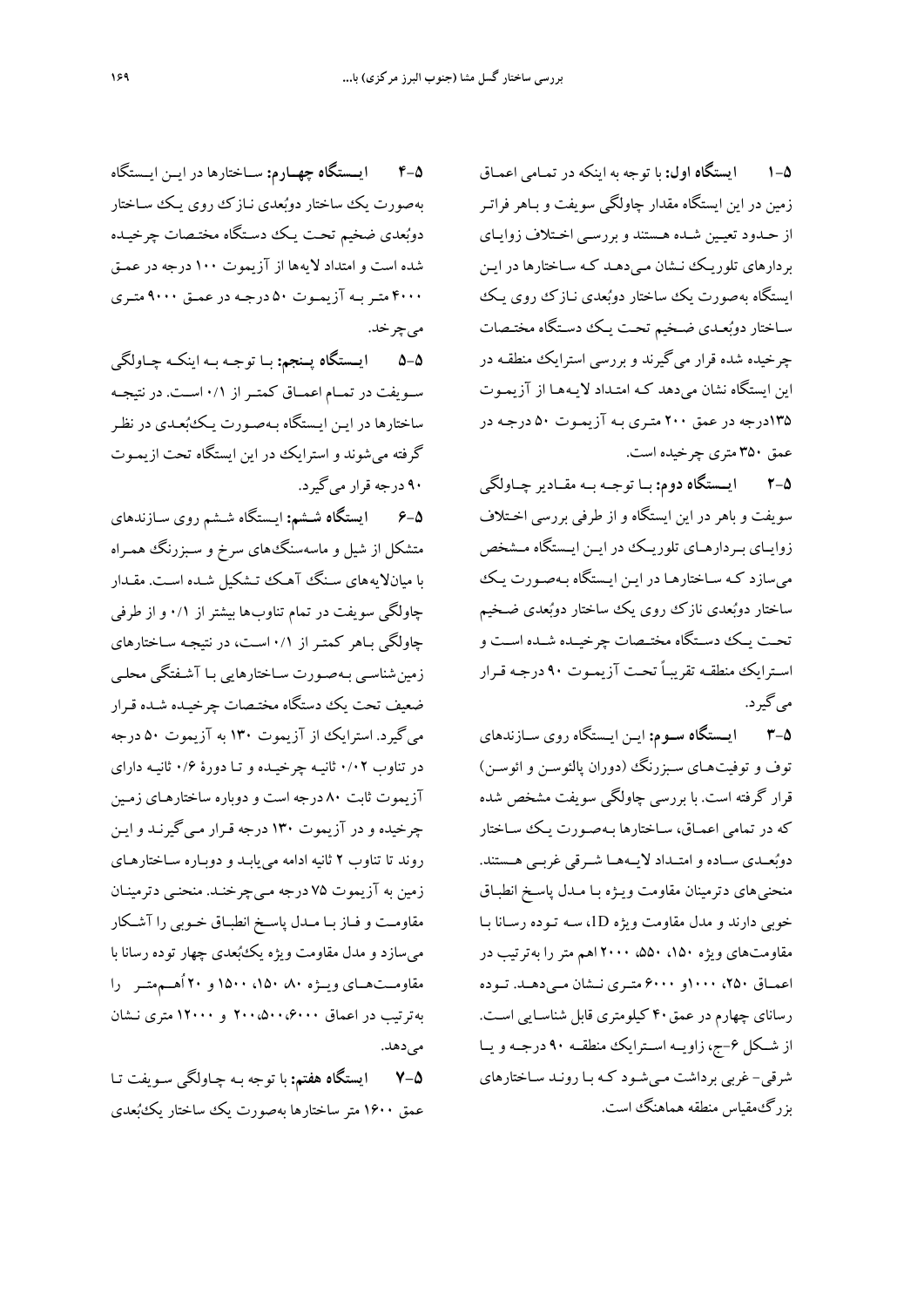**۱-۵ ایستگاه اول:** با توجه به اینکه در تمامی اعماق زمین در این ایستگاه مقدار چاولگی سویفت و باهر فراتر از حدود تعیین شده هستند و بررسی اختلاف زوایای بردارهای تلوریک نشان می‌دهد که ساختارها در این ایستگاه به‌صورت یک ساختار دوبُعدی نازک روی یک ساختار دوبُعدی ضخیم تحت یک دستگاه مختصات چرخیده شده قرار می‌گیرند و بررسی استرایک منطقه در این ایستگاه نشان می‌دهد که امتداد لایه‌ها از آزیموت ۱۳۵درجه در عمق ۲۰۰ متری به آزیموت ۵۰ درجه در عمق ۳۵۰ متری چرخیده است.

**۲-۵ ایستگاه دوم:** با توجه به مقادیر چاولگی سویفت و باهر در این ایستگاه و از طرفی بررسی اختلاف زوایای بردارهای تلوریک در این ایستگاه مشخص می‌سازد که ساختارها در این ایستگاه به‌صورت یک ساختار دوبُعدی نازک روی یک ساختار دوبُعدی ضخیم تحت یک دستگاه مختصات چرخیده شده است و استرایک منطقه تقریباً تحت آزیموت ۹۰ درجه قرار می‌گیرد.

**۳-۵ ایستگاه سوم:** این ایستگاه روی سازندهای توف و توفیت‌های سبزرنگ (دوران پالئوسن و ائوسن) قرار گرفته است. با بررسی چاولگی سویفت مشخص شده که در تمامی اعماق، ساختارها به‌صورت یک ساختار دوبُعدی ساده و امتداد لایه‌ها شرقی غربی هستند. منحنی‌های دترمینان مقاومت ویژه با مدل پاسخ انطباق خوبی دارند و مدل مقاومت ویژه 1D، سه توده رسانا با مقاومت‌های ویژه ۱۵۰، ۵۵۰، ۲۰۰۰ اهم متر را به‌ترتیب در اعماق ۲۵۰، ۱۰۰۰و ۶۰۰۰ متری نشان می‌دهد. توده رسانای چهارم در عمق ۴۰ کیلومتری قابل شناسایی است. از شکل ۶-ج، زاویه استرایک منطقه ۹۰ درجه و یا شرقی- غربی برداشت می‌شود که با روند ساختارهای بزرگ‌مقیاس منطقه هماهنگ است.

**۴-۵ ایستگاه چهارم:** ساختارها در این ایستگاه به‌صورت یک ساختار دوبُعدی نازک روی یک ساختار دوبُعدی ضخیم تحت یک دستگاه مختصات چرخیده شده است و امتداد لایه‌ها از آزیموت ۱۰۰ درجه در عمق ۴۰۰۰ متر به آزیموت ۵۰ درجه در عمق ۹۰۰۰ متری می‌چرخد.

**۵-۵ ایستگاه پنجم:** با توجه به اینکه چاولگی سویفت در تمام اعماق کمتر از ۰/۱ است. در نتیجه ساختارها در این ایستگاه به‌صورت یک‌بُعدی در نظر گرفته می‌شوند و استرایک در این ایستگاه تحت ازیموت ۹۰ درجه قرار می‌گیرد.

**۶-۵ ایستگاه ششم:** ایستگاه ششم روی سازندهای متشکل از شیل و ماسه‌سنگ‌های سرخ و سبزرنگ همراه با میان‌لایه‌های سنگ آهک تشکیل شده است. مقدار چاولگی سویفت در تمام تناوب‌ها بیشتر از ۰/۱ و از طرفی چاولگی باهر کمتر از ۰/۱ است، در نتیجه ساختارهای زمین‌شناسی به‌صورت ساختارهایی با آشفتگی محلی ضعیف تحت یک دستگاه مختصات چرخیده شده قرار می‌گیرد. استرایک از آزیموت ۱۳۰ به آزیموت ۵۰ درجه در تناوب ۰/۰۲ ثانیه چرخیده و تا دورهٔ ۰/۶ ثانیه دارای آزیموت ثابت ۸۰ درجه است و دوباره ساختارهای زمین چرخیده و در آزیموت ۱۳۰ درجه قرار می‌گیرند و این روند تا تناوب ۲ ثانیه ادامه می‌یابد و دوباره ساختارهای زمین به آزیموت ۷۵ درجه می‌چرخند. منحنی دترمینان مقاومت و فاز با مدل پاسخ انطباق خوبی را آشکار می‌سازد و مدل مقاومت ویژه یک‌بُعدی چهار توده رسانا با مقاومت‌های ویژه ۸۰، ۱۵۰، ۱۵۰۰ و ۲۰ اُهم‌متر را به‌ترتیب در اعماق ۶۰۰۰،۵۰۰،۲۰۰ و ۱۲۰۰۰ متری نشان می‌دهد.

**۷-۵ ایستگاه هفتم:** با توجه به چاولگی سویفت تا عمق ۱۶۰۰ متر ساختارها به‌صورت یک ساختار یک‌بُعدی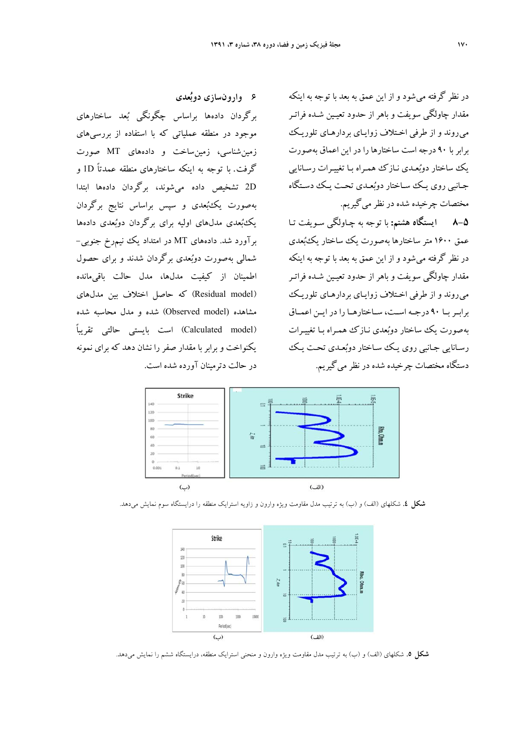در نظر گرفته می‌شود و از این عمق به بعد با توجه به اینکه مقدار چاولگی سویفت و باهر از حدود تعیین شده فراتر می‌روند و از طرفی اختلاف زوایای بردارهای تلوریک برابر با ۹۰ درجه است ساختارها را در این اعماق به‌صورت یک ساختار دوبُعدی نازک همراه با تغییرات رسانایی جانبی روی یک ساختار دوبُعدی تحت یک دستگاه مختصات چرخیده شده در نظر می‌گیریم.

**۸-۵ ایستگاه هشتم:** با توجه به چاولگی سویفت تا عمق ۱۶۰۰ متر ساختارها به‌صورت یک ساختار یک‌بُعدی در نظر گرفته می‌شود و از این عمق به بعد با توجه به اینکه مقدار چاولگی سویفت و باهر از حدود تعیین شده فراتر می‌روند و از طرفی اختلاف زوایای بردارهای تلوریک برابر با ۹۰ درجه است، ساختارها را در این اعماق به‌صورت یک ساختار دوبُعدی نازک همراه با تغییرات رسانایی جانبی روی یک ساختار دوبُعدی تحت یک دستگاه مختصات چرخیده شده در نظر می‌گیریم.

## ۶ وارون‌سازی دوبُعدی

برگردان داده‌ها براساس چگونگی بُعد ساختارهای موجود در منطقه عملیاتی که با استفاده از بررسی‌های زمین‌شناسی، زمین‌ساخت و داده‌های MT صورت گرفت. با توجه به اینکه ساختارهای منطقه عمدتاً 1D و 2D تشخیص داده می‌شوند، برگردان داده‌ها ابتدا به‌صورت یک‌بُعدی و سپس براساس نتایج برگردان یک‌بُعدی مدل‌های اولیه برای برگردان دوبُعدی داده‌ها برآورد شد. داده‌های MT در امتداد یک نیمرخ جنوبی-شمالی به‌صورت دوبُعدی برگردان شدند و برای حصول اطمینان از کیفیت مدل‌ها، مدل حالت باقی‌مانده (Residual model) که حاصل اختلاف بین مدل‌های مشاهده شده (Observed model) و مدل محاسبه شده (Calculated model) است بایستی حالتی تقریباً یکنواخت و برابر با مقدار صفر را نشان دهد که برای نمونه در حالت ترمینان آورده شده است.

**شکل ٤.** شکلهای (الف) و (ب) به ترتیب مدل مقاومت ویژه وارون و زاویه استرایک منطقه را درایستگاه سوم نمایش می‌دهد.

**شکل ٥.** شکلهای (الف) و (ب) به ترتیب مدل مقاومت ویژه وارون و منحنی استرایک منطقه، درایستگاه ششم را نمایش می‌دهد.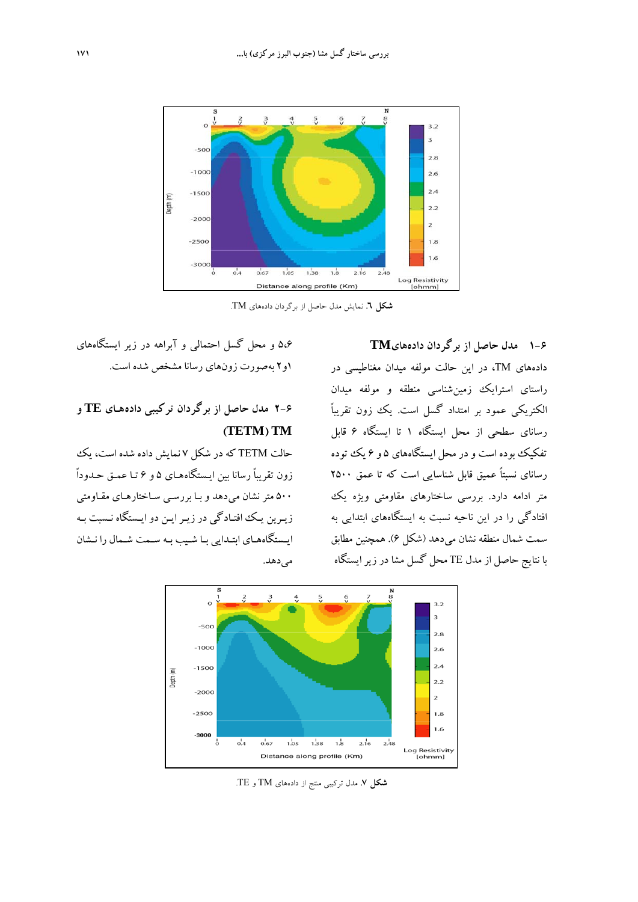شکل ۶. نمایش مدل حاصل از برگردان داده‌های TM.

### ۶-۱ مدل حاصل از برگردان داده‌های TM

داده‌های TM، در این حالت مولفه میدان مغناطیسی در راستای استرایک زمین‌شناسی منطقه و مولفه میدان الکتریکی عمود بر امتداد گسل است. یک زون تقریباً رسانای سطحی از محل ایستگاه ۱ تا ایستگاه ۶ قابل تفکیک بوده است و در محل ایستگاه‌های ۵ و ۶ یک توده رسانای نسبتاً عمیق قابل شناسایی است که تا عمق ۲۵۰۰ متر ادامه دارد. بررسی ساختارهای مقاومتی ویژه یک افتادگی را در این ناحیه نسبت به ایستگاه‌های ابتدایی به سمت شمال منطقه نشان می‌دهد (شکل ۶). همچنین مطابق با نتایج حاصل از مدل TE محل گسل مشا در زیر ایستگاه ۵،۶ و محل گسل احتمالی و آبراهه در زیر ایستگاه‌های ۱و۲ به‌صورت زون‌های رسانا مشخص شده است.

### ۶-۲ مدل حاصل از برگردان ترکیبی داده‌های TE و TM (TETM)

حالت TETM که در شکل ۷ نمایش داده شده است، یک زون تقریباً رسانا بین ایستگاه‌های ۵ و ۶ تا عمق حدوداً ۵۰۰ متر نشان می‌دهد و با بررسی ساختارهای مقاومتی زیرین یک افتادگی در زیر این دو ایستگاه نسبت به ایستگاه‌های ابتدایی با شیب به سمت شمال را نشان می‌دهد.

شکل ۷. مدل ترکیبی منتج از داده‌های TM و TE.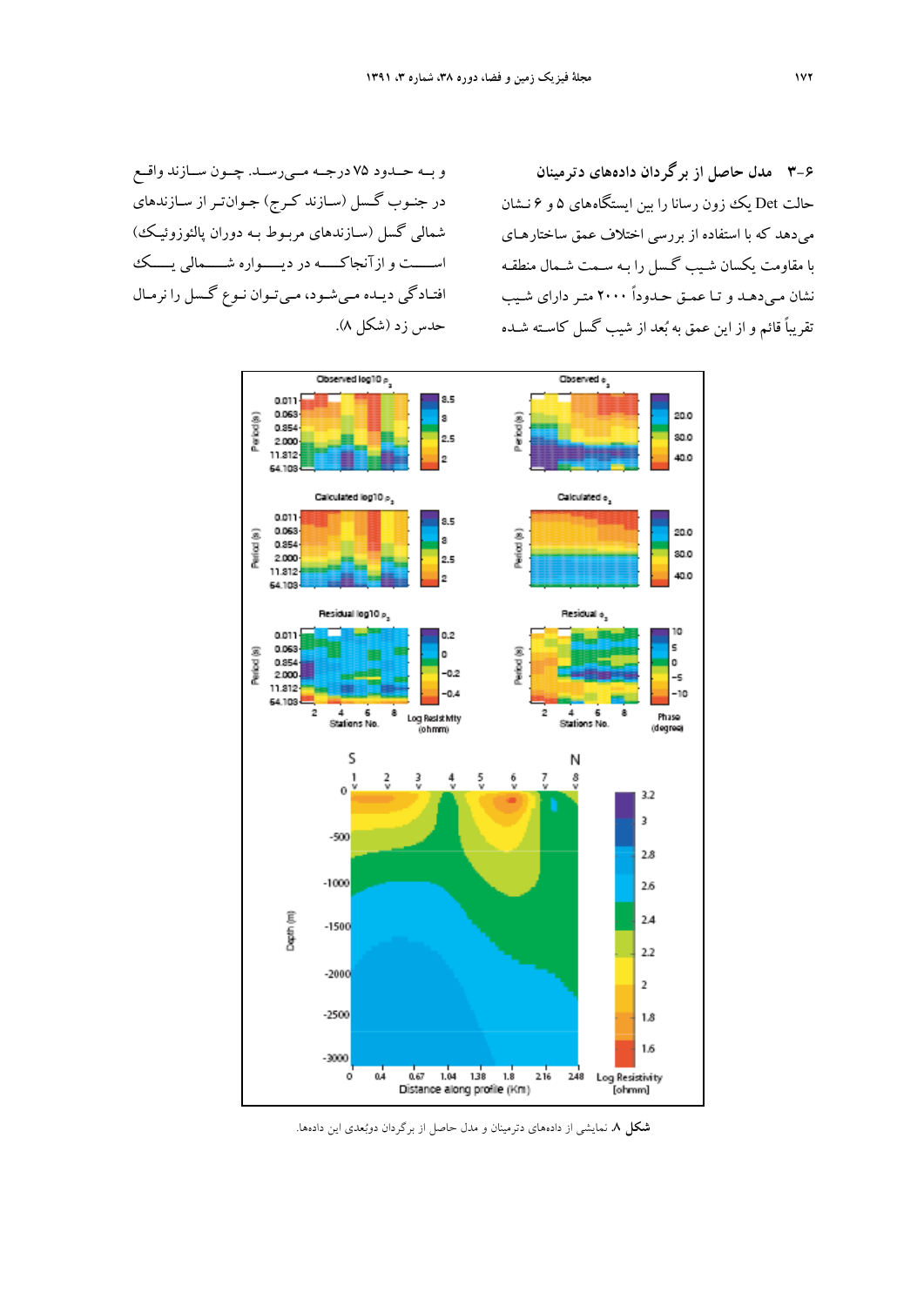## ۶-۳ مدل حاصل از برگردان داده‌های دترمینان

حالت Det یک زون رسانا را بین ایستگاه‌های ۵ و ۶ نشان می‌دهد که با استفاده از بررسی اختلاف عمق ساختارهای با مقاومت یکسان شیب گسل را به سمت شمال منطقه نشان می‌دهد و تا عمق حدوداً ۲۰۰۰ متر دارای شیب تقریباً قائم و از این عمق به بُعد از شیب گسل کاسته شده و به حدود ۷۵ درجه می‌رسد. چون سازند واقع در جنوب گسل (سازند کرج) جوان‌تر از سازندهای شمالی گسل (سازندهای مربوط به دوران پالئوزوئیک) است و از آنجاکه در دیواره شمالی یک افتادگی دیده می‌شود، می‌توان نوع گسل را نرمال حدس زد (شکل ۸).

**شکل ۸.** نمایشی از داده‌های دترمینان و مدل حاصل از برگردان دوبُعدی این داده‌ها.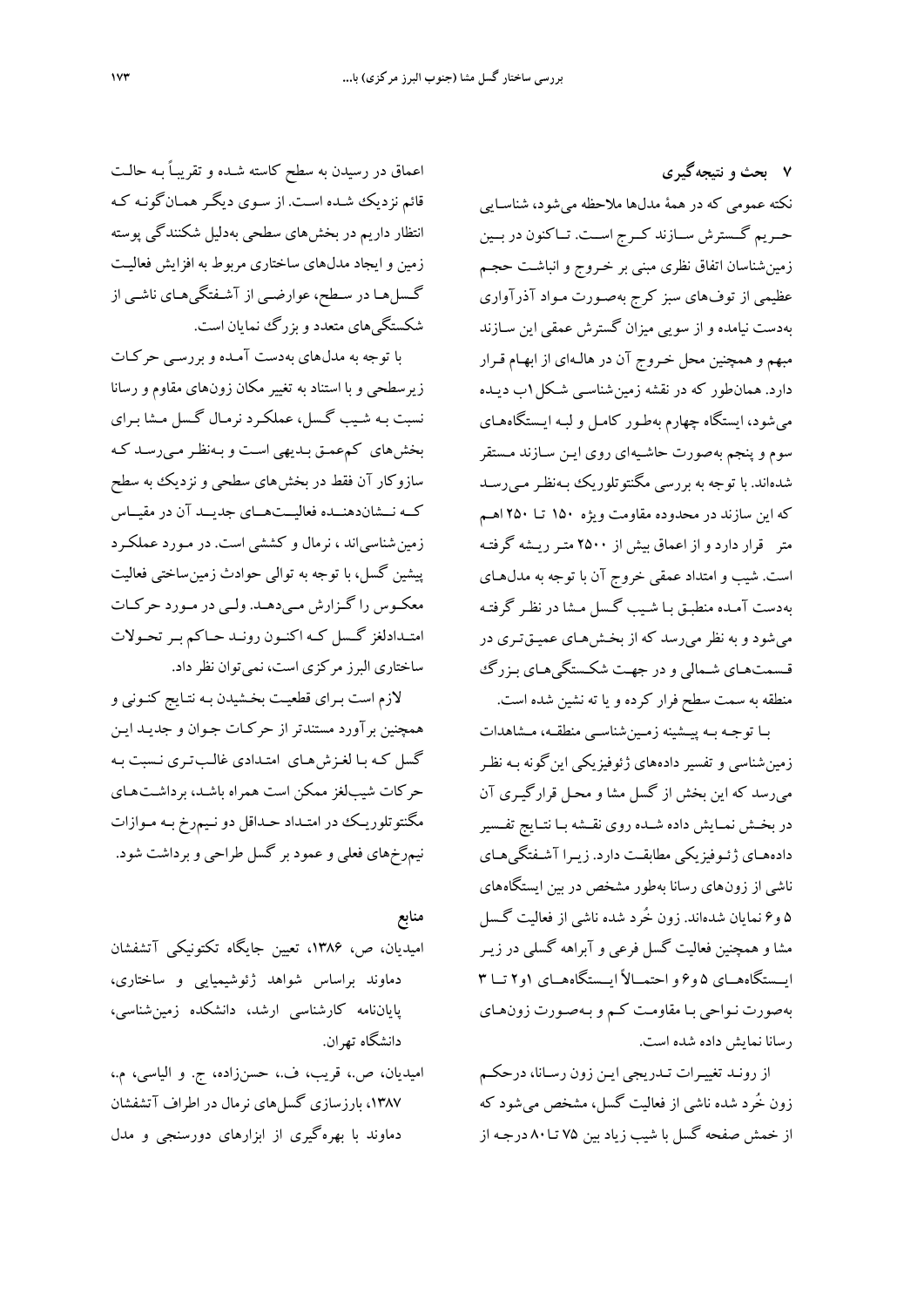## ۷ بحث و نتیجه‌گیری

نکته عمومی که در همهٔ مدل‌ها ملاحظه می‌شود، شناسایی حریم گسترش سازند کرج است. تاکنون در بین زمین‌شناسان اتفاق نظری مبنی بر خروج و انباشت حجم عظیمی از توف‌های سبز کرج به‌صورت مواد آذرآواری به‌دست نیامده و از سویی میزان گسترش عمقی این سازند مبهم و همچنین محل خروج آن در هاله‌ای از ابهام قرار دارد. همان‌طور که در نقشه زمین‌شناسی شکل۱ب دیده می‌شود، ایستگاه چهارم به‌طور کامل و لبه ایستگاه‌های سوم و پنجم به‌صورت حاشیه‌ای روی این سازند مستقر شده‌اند. با توجه به بررسی مگنتوتلوریک به‌نظر می‌رسد که این سازند در محدوده مقاومت ویژه ۱۵۰ تا ۲۵۰ اهم متر قرار دارد و از اعماق بیش از ۲۵۰۰ متر ریشه گرفته است. شیب و امتداد عمقی خروج آن با توجه به مدل‌های به‌دست آمده منطبق با شیب گسل مشا در نظر گرفته می‌شود و به نظر می‌رسد که از بخش‌های عمیق‌تری در قسمت‌های شمالی و در جهت شکستگی‌های بزرگ منطقه به سمت سطح فرار کرده و یا ته نشین شده است.

با توجه به پیشینه زمین‌شناسی منطقه، مشاهدات زمین‌شناسی و تفسیر داده‌های ژئوفیزیکی این‌گونه به نظر می‌رسد که این بخش از گسل مشا و محل قرارگیری آن در بخش نمایش داده شده روی نقشه با نتایج تفسیر داده‌های ژئوفیزیکی مطابقت دارد. زیرا آشفتگی‌های ناشی از زون‌های رسانا به‌طور مشخص در بین ایستگاه‌های ۵ و۶ نمایان شده‌اند. زون خُرد شده ناشی از فعالیت گسل مشا و همچنین فعالیت گسل فرعی و آبراهه گسلی در زیر ایستگاه‌های ۵ و۶ و احتمالاً ایستگاه‌های ۱و۲ تا ۳ به‌صورت نواحی با مقاومت کم و به‌صورت زون‌های رسانا نمایش داده شده است.

از روند تغییرات تدریجی این زون رسانا، درحکم زون خُرد شده ناشی از فعالیت گسل، مشخص می‌شود که از خمش صفحه گسل با شیب زیاد بین ۷۵ تا ۸۰ درجه از اعماق در رسیدن به سطح کاسته شده و تقریباً به حالت قائم نزدیک شده است. از سوی دیگر همان‌گونه که انتظار داریم در بخش‌های سطحی به‌دلیل شکنندگی پوسته زمین و ایجاد مدل‌های ساختاری مربوط به افزایش فعالیت گسل‌ها در سطح، عوارضی از آشفتگی‌های ناشی از شکستگی‌های متعدد و بزرگ نمایان است.

با توجه به مدل‌های به‌دست آمده و بررسی حرکات زیرسطحی و با استناد به تغییر مکان زون‌های مقاوم و رسانا نسبت به شیب گسل، عملکرد نرمال گسل مشا برای بخش‌های کم‌عمق بدیهی است و به‌نظر می‌رسد که سازوکار آن فقط در بخش‌های سطحی و نزدیک به سطح که نشان‌دهنده فعالیت‌های جدید آن در مقیاس زمین‌شناسی‌اند ، نرمال و کششی است. در مورد عملکرد پیشین گسل، با توجه به توالی حوادث زمین‌ساختی فعالیت معکوس را گزارش می‌دهد. ولی در مورد حرکات امتدادلغز گسل که اکنون روند حاکم بر تحولات ساختاری البرز مرکزی است، نمی‌توان نظر داد.

لازم است برای قطعیت بخشیدن به نتایج کنونی و همچنین برآورد مستندتر از حرکات جوان و جدید این گسل که با لغزش‌های امتدادی غالب‌تری نسبت به حرکات شیب‌لغز ممکن است همراه باشد، برداشت‌های مگنتوتلوریک در امتداد حداقل دو نیم‌رخ به موازات نیم‌رخ‌های فعلی و عمود بر گسل طراحی و برداشت شود.

## منابع

امیدیان، ص، ۱۳۸۶، تعیین جایگاه تکتونیکی آتشفشان دماوند براساس شواهد ژئوشیمیایی و ساختاری، پایان‌نامه کارشناسی ارشد، دانشکده زمین‌شناسی، دانشگاه تهران.

امیدیان، ص.، قریب، ف.، حسن‌زاده، ج. و الیاسی، م.، ۱۳۸۷، بارزسازی گسل‌های نرمال در اطراف آتشفشان دماوند با بهره‌گیری از ابزارهای دورسنجی و مدل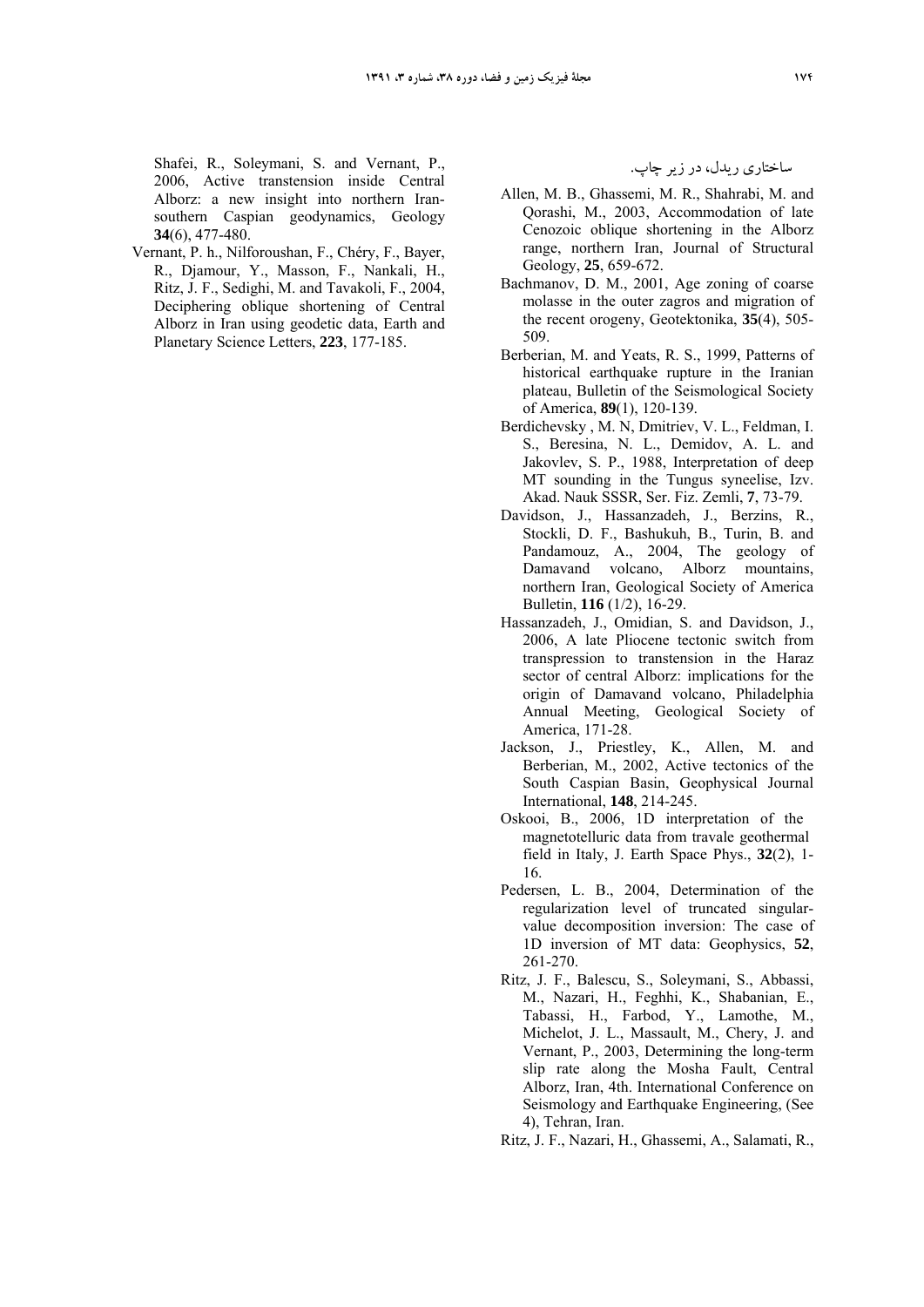ساختاری ریدل، در زیر چاپ.

Allen, M. B., Ghassemi, M. R., Shahrabi, M. and Qorashi, M., 2003, Accommodation of late Cenozoic oblique shortening in the Alborz range, northern Iran, Journal of Structural Geology, **25**, 659-672.

Bachmanov, D. M., 2001, Age zoning of coarse molasse in the outer zagros and migration of the recent orogeny, Geotektonika, **35**(4), 505-509.

Berberian, M. and Yeats, R. S., 1999, Patterns of historical earthquake rupture in the Iranian plateau, Bulletin of the Seismological Society of America, **89**(1), 120-139.

Berdichevsky , M. N, Dmitriev, V. L., Feldman, I. S., Beresina, N. L., Demidov, A. L. and Jakovlev, S. P., 1988, Interpretation of deep MT sounding in the Tungus syneelise, Izv. Akad. Nauk SSSR, Ser. Fiz. Zemli, **7**, 73-79.

Davidson, J., Hassanzadeh, J., Berzins, R., Stockli, D. F., Bashukuh, B., Turin, B. and Pandamouz, A., 2004, The geology of Damavand volcano, Alborz mountains, northern Iran, Geological Society of America Bulletin, **116** (1/2), 16-29.

Hassanzadeh, J., Omidian, S. and Davidson, J., 2006, A late Pliocene tectonic switch from transpression to transtension in the Haraz sector of central Alborz: implications for the origin of Damavand volcano, Philadelphia Annual Meeting, Geological Society of America, 171-28.

Jackson, J., Priestley, K., Allen, M. and Berberian, M., 2002, Active tectonics of the South Caspian Basin, Geophysical Journal International, **148**, 214-245.

Oskooi, B., 2006, 1D interpretation of the magnetotelluric data from travale geothermal field in Italy, J. Earth Space Phys., **32**(2), 1-16.

Pedersen, L. B., 2004, Determination of the regularization level of truncated singular-value decomposition inversion: The case of 1D inversion of MT data: Geophysics, **52**, 261-270.

Ritz, J. F., Balescu, S., Soleymani, S., Abbassi, M., Nazari, H., Feghhi, K., Shabanian, E., Tabassi, H., Farbod, Y., Lamothe, M., Michelot, J. L., Massault, M., Chery, J. and Vernant, P., 2003, Determining the long-term slip rate along the Mosha Fault, Central Alborz, Iran, 4th. International Conference on Seismology and Earthquake Engineering, (See 4), Tehran, Iran.

Ritz, J. F., Nazari, H., Ghassemi, A., Salamati, R., Shafei, R., Soleymani, S. and Vernant, P., 2006, Active transtension inside Central Alborz: a new insight into northern Iran-southern Caspian geodynamics, Geology **34**(6), 477-480.

Vernant, P. h., Nilforoushan, F., Chéry, F., Bayer, R., Djamour, Y., Masson, F., Nankali, H., Ritz, J. F., Sedighi, M. and Tavakoli, F., 2004, Deciphering oblique shortening of Central Alborz in Iran using geodetic data, Earth and Planetary Science Letters, **223**, 177-185.